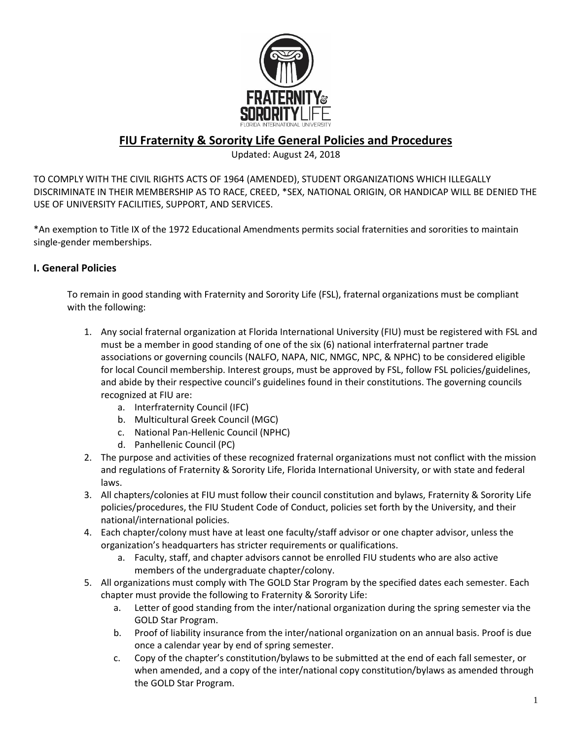# FIU Fraternity & Sorority Life General Policies and Procedures

Updated: August 24, 2018

TO COMPLY WITH THE CIVIL RIGHTS ACTS OF 1964 (AMENDED), STUDENT ORGANIZATIONS WHICH ILLEGALLY DISCRIMINATE IN THEIR MEMBERSHIP AS TO RACE, CREED, *SEX, NATIONAL ORIGIN, OR HANDICAP WILL BE DENIED THE USE OF UNIVERSITY FACILITIES, SUPPORT, AND SERVICES.

*An exemption to Title IX of the 1972 Educational Amendments permits social fraternities and sororities to maintain single-gender memberships.

## I. General Policies

To remain in good standing with Fraternity and Sorority Life (FSL), fraternal organizations must be compliant with the following:

1. Any social fraternal organization at Florida International University (FIU) must be registered with FSL and must be a member in good standing of one of the six (6) national interfraternal partner trade associations or governing councils (NALFO, NAPA, NIC, NMGC, NPC, & NPHC) to be considered eligible for local Council membership. Interest groups, must be approved by FSL, follow FSL policies/guidelines, and abide by their respective council's guidelines found in their constitutions. The governing councils recognized at FIU are:
   a. Interfraternity Council (IFC)
   b. Multicultural Greek Council (MGC)
   c. National Pan-Hellenic Council (NPHC)
   d. Panhellenic Council (PC)
2. The purpose and activities of these recognized fraternal organizations must not conflict with the mission and regulations of Fraternity & Sorority Life, Florida International University, or with state and federal laws.
3. All chapters/colonies at FIU must follow their council constitution and bylaws, Fraternity & Sorority Life policies/procedures, the FIU Student Code of Conduct, policies set forth by the University, and their national/international policies.
4. Each chapter/colony must have at least one faculty/staff advisor or one chapter advisor, unless the organization's headquarters has stricter requirements or qualifications.
   a. Faculty, staff, and chapter advisors cannot be enrolled FIU students who are also active members of the undergraduate chapter/colony.
5. All organizations must comply with The GOLD Star Program by the specified dates each semester. Each chapter must provide the following to Fraternity & Sorority Life:
   a. Letter of good standing from the inter/national organization during the spring semester via the GOLD Star Program.
   b. Proof of liability insurance from the inter/national organization on an annual basis. Proof is due once a calendar year by end of spring semester.
   c. Copy of the chapter's constitution/bylaws to be submitted at the end of each fall semester, or when amended, and a copy of the inter/national copy constitution/bylaws as amended through the GOLD Star Program.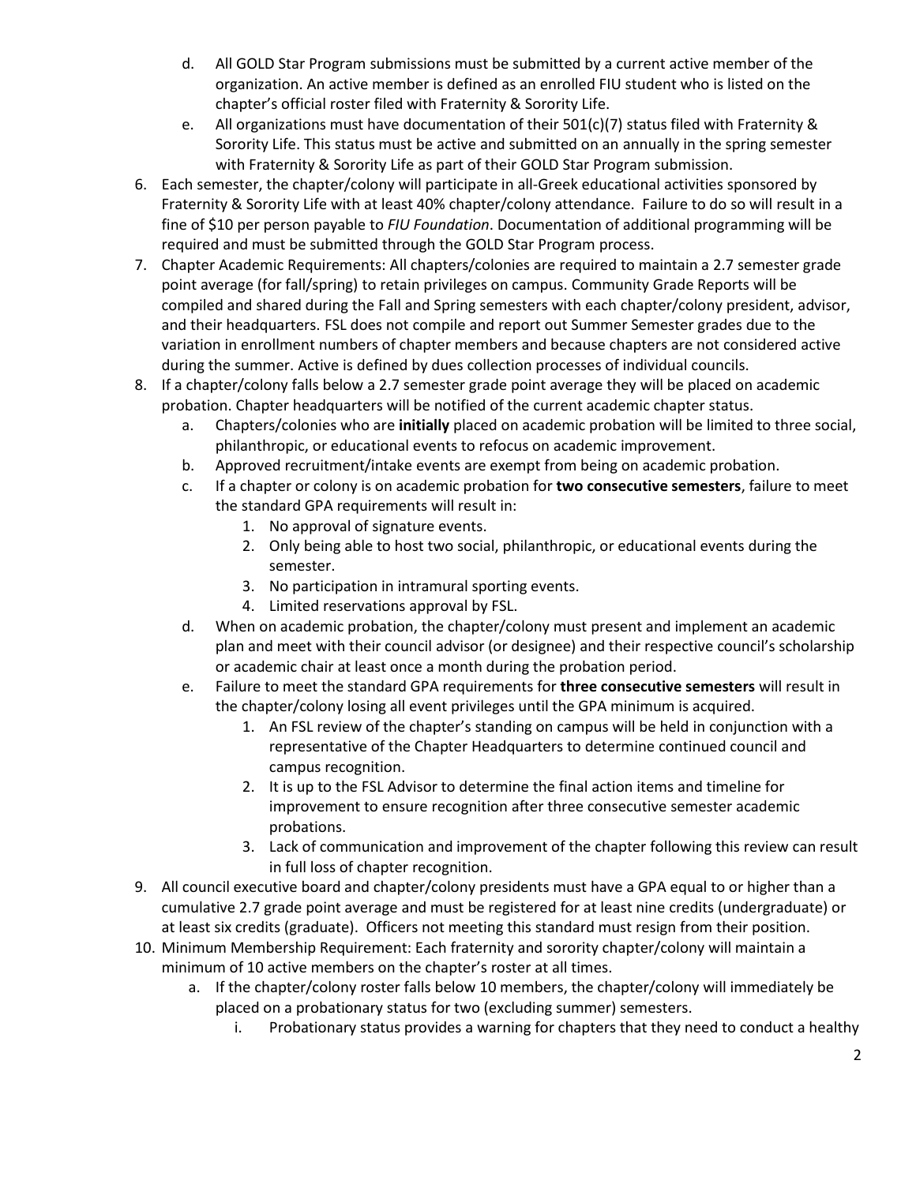d. All GOLD Star Program submissions must be submitted by a current active member of the organization. An active member is defined as an enrolled FIU student who is listed on the chapter's official roster filed with Fraternity & Sorority Life.
   e. All organizations must have documentation of their 501(c)(7) status filed with Fraternity & Sorority Life. This status must be active and submitted on an annually in the spring semester with Fraternity & Sorority Life as part of their GOLD Star Program submission.

6. Each semester, the chapter/colony will participate in all-Greek educational activities sponsored by Fraternity & Sorority Life with at least 40% chapter/colony attendance. Failure to do so will result in a fine of $10 per person payable to *FIU Foundation*. Documentation of additional programming will be required and must be submitted through the GOLD Star Program process.
7. Chapter Academic Requirements: All chapters/colonies are required to maintain a 2.7 semester grade point average (for fall/spring) to retain privileges on campus. Community Grade Reports will be compiled and shared during the Fall and Spring semesters with each chapter/colony president, advisor, and their headquarters. FSL does not compile and report out Summer Semester grades due to the variation in enrollment numbers of chapter members and because chapters are not considered active during the summer. Active is defined by dues collection processes of individual councils.
8. If a chapter/colony falls below a 2.7 semester grade point average they will be placed on academic probation. Chapter headquarters will be notified of the current academic chapter status.
   a. Chapters/colonies who are **initially** placed on academic probation will be limited to three social, philanthropic, or educational events to refocus on academic improvement.
   b. Approved recruitment/intake events are exempt from being on academic probation.
   c. If a chapter or colony is on academic probation for **two consecutive semesters**, failure to meet the standard GPA requirements will result in:
      1. No approval of signature events.
      2. Only being able to host two social, philanthropic, or educational events during the semester.
      3. No participation in intramural sporting events.
      4. Limited reservations approval by FSL.
   d. When on academic probation, the chapter/colony must present and implement an academic plan and meet with their council advisor (or designee) and their respective council's scholarship or academic chair at least once a month during the probation period.
   e. Failure to meet the standard GPA requirements for **three consecutive semesters** will result in the chapter/colony losing all event privileges until the GPA minimum is acquired.
      1. An FSL review of the chapter's standing on campus will be held in conjunction with a representative of the Chapter Headquarters to determine continued council and campus recognition.
      2. It is up to the FSL Advisor to determine the final action items and timeline for improvement to ensure recognition after three consecutive semester academic probations.
      3. Lack of communication and improvement of the chapter following this review can result in full loss of chapter recognition.
9. All council executive board and chapter/colony presidents must have a GPA equal to or higher than a cumulative 2.7 grade point average and must be registered for at least nine credits (undergraduate) or at least six credits (graduate). Officers not meeting this standard must resign from their position.
10. Minimum Membership Requirement: Each fraternity and sorority chapter/colony will maintain a minimum of 10 active members on the chapter's roster at all times.
    a. If the chapter/colony roster falls below 10 members, the chapter/colony will immediately be placed on a probationary status for two (excluding summer) semesters.
       i. Probationary status provides a warning for chapters that they need to conduct a healthy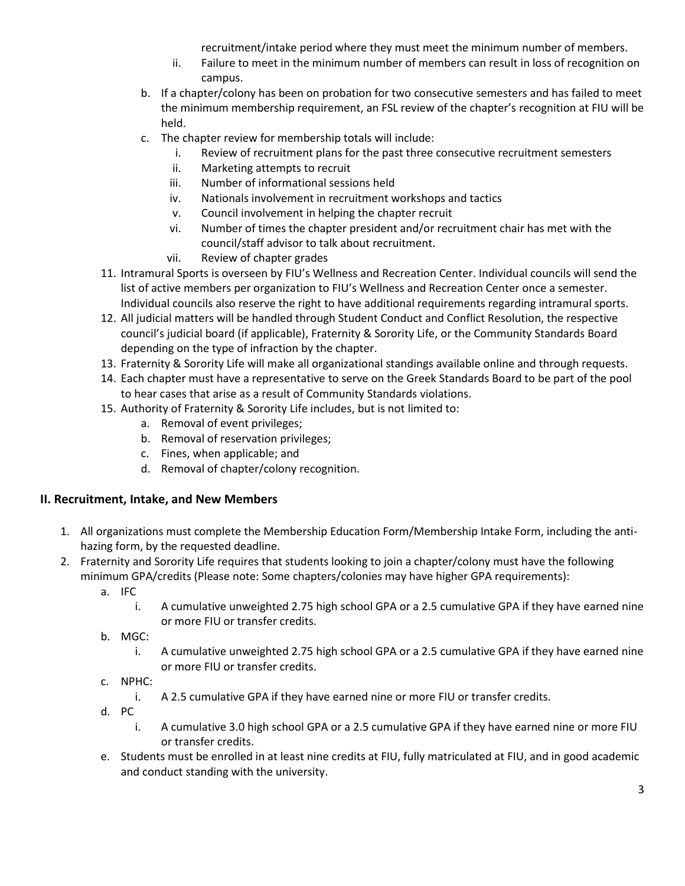recruitment/intake period where they must meet the minimum number of members.

   ii. Failure to meet in the minimum number of members can result in loss of recognition on campus.

b. If a chapter/colony has been on probation for two consecutive semesters and has failed to meet the minimum membership requirement, an FSL review of the chapter's recognition at FIU will be held.

c. The chapter review for membership totals will include:
   i. Review of recruitment plans for the past three consecutive recruitment semesters
   ii. Marketing attempts to recruit
   iii. Number of informational sessions held
   iv. Nationals involvement in recruitment workshops and tactics
   v. Council involvement in helping the chapter recruit
   vi. Number of times the chapter president and/or recruitment chair has met with the council/staff advisor to talk about recruitment.
   vii. Review of chapter grades

11. Intramural Sports is overseen by FIU's Wellness and Recreation Center. Individual councils will send the list of active members per organization to FIU's Wellness and Recreation Center once a semester. Individual councils also reserve the right to have additional requirements regarding intramural sports.
12. All judicial matters will be handled through Student Conduct and Conflict Resolution, the respective council's judicial board (if applicable), Fraternity & Sorority Life, or the Community Standards Board depending on the type of infraction by the chapter.
13. Fraternity & Sorority Life will make all organizational standings available online and through requests.
14. Each chapter must have a representative to serve on the Greek Standards Board to be part of the pool to hear cases that arise as a result of Community Standards violations.
15. Authority of Fraternity & Sorority Life includes, but is not limited to:
    a. Removal of event privileges;
    b. Removal of reservation privileges;
    c. Fines, when applicable; and
    d. Removal of chapter/colony recognition.

## II. Recruitment, Intake, and New Members

1. All organizations must complete the Membership Education Form/Membership Intake Form, including the anti-hazing form, by the requested deadline.
2. Fraternity and Sorority Life requires that students looking to join a chapter/colony must have the following minimum GPA/credits (Please note: Some chapters/colonies may have higher GPA requirements):
   a. IFC
      i. A cumulative unweighted 2.75 high school GPA or a 2.5 cumulative GPA if they have earned nine or more FIU or transfer credits.
   b. MGC:
      i. A cumulative unweighted 2.75 high school GPA or a 2.5 cumulative GPA if they have earned nine or more FIU or transfer credits.
   c. NPHC:
      i. A 2.5 cumulative GPA if they have earned nine or more FIU or transfer credits.
   d. PC
      i. A cumulative 3.0 high school GPA or a 2.5 cumulative GPA if they have earned nine or more FIU or transfer credits.
   e. Students must be enrolled in at least nine credits at FIU, fully matriculated at FIU, and in good academic and conduct standing with the university.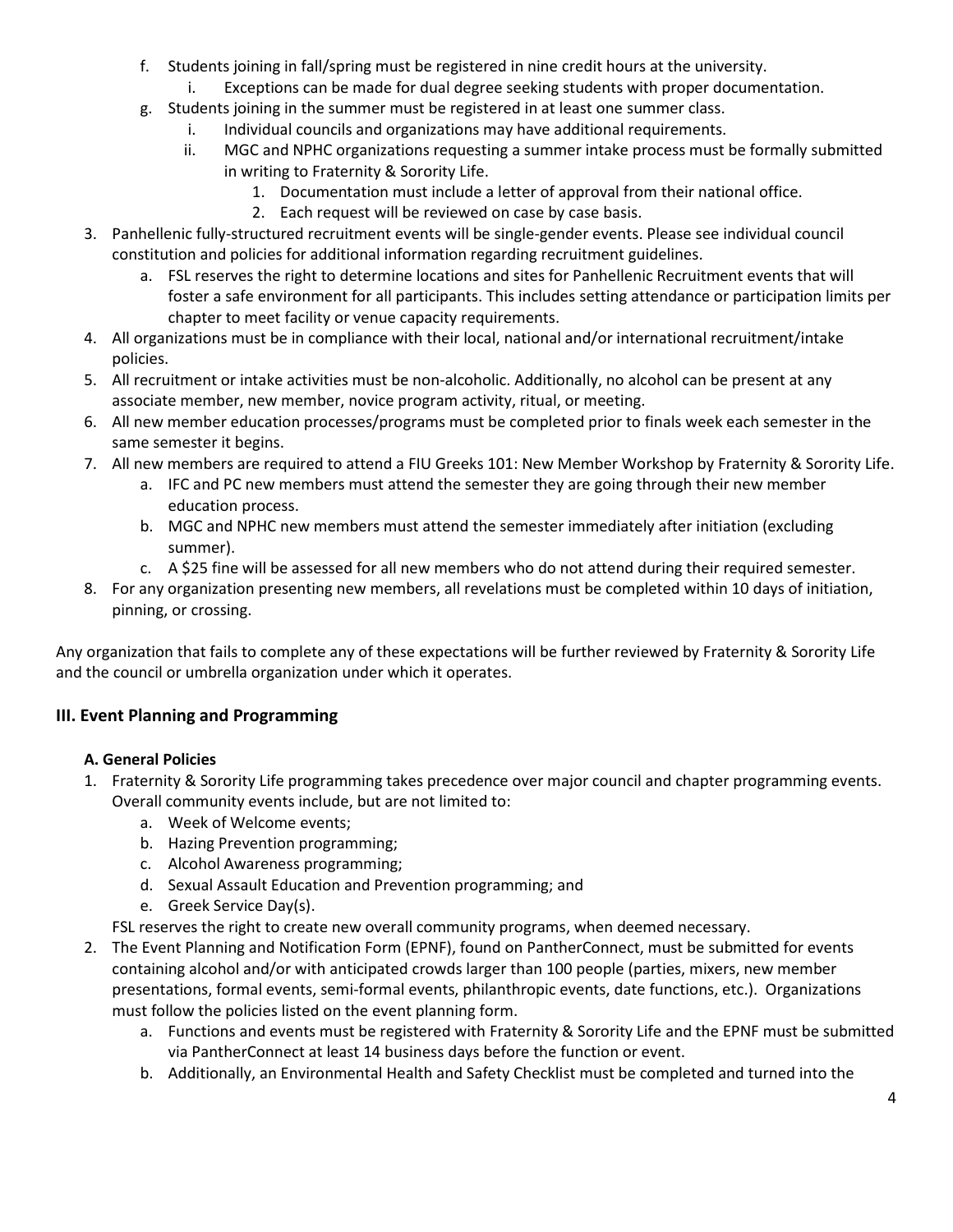f. Students joining in fall/spring must be registered in nine credit hours at the university.
    i. Exceptions can be made for dual degree seeking students with proper documentation.

g. Students joining in the summer must be registered in at least one summer class.
    i. Individual councils and organizations may have additional requirements.
    ii. MGC and NPHC organizations requesting a summer intake process must be formally submitted in writing to Fraternity & Sorority Life.
        1. Documentation must include a letter of approval from their national office.
        2. Each request will be reviewed on case by case basis.

3. Panhellenic fully-structured recruitment events will be single-gender events. Please see individual council constitution and policies for additional information regarding recruitment guidelines.
    a. FSL reserves the right to determine locations and sites for Panhellenic Recruitment events that will foster a safe environment for all participants. This includes setting attendance or participation limits per chapter to meet facility or venue capacity requirements.
4. All organizations must be in compliance with their local, national and/or international recruitment/intake policies.
5. All recruitment or intake activities must be non-alcoholic. Additionally, no alcohol can be present at any associate member, new member, novice program activity, ritual, or meeting.
6. All new member education processes/programs must be completed prior to finals week each semester in the same semester it begins.
7. All new members are required to attend a FIU Greeks 101: New Member Workshop by Fraternity & Sorority Life.
    a. IFC and PC new members must attend the semester they are going through their new member education process.
    b. MGC and NPHC new members must attend the semester immediately after initiation (excluding summer).
    c. A $25 fine will be assessed for all new members who do not attend during their required semester.
8. For any organization presenting new members, all revelations must be completed within 10 days of initiation, pinning, or crossing.

Any organization that fails to complete any of these expectations will be further reviewed by Fraternity & Sorority Life and the council or umbrella organization under which it operates.

## III. Event Planning and Programming

### A. General Policies

1. Fraternity & Sorority Life programming takes precedence over major council and chapter programming events. Overall community events include, but are not limited to:
    a. Week of Welcome events;
    b. Hazing Prevention programming;
    c. Alcohol Awareness programming;
    d. Sexual Assault Education and Prevention programming; and
    e. Greek Service Day(s).

    FSL reserves the right to create new overall community programs, when deemed necessary.
2. The Event Planning and Notification Form (EPNF), found on PantherConnect, must be submitted for events containing alcohol and/or with anticipated crowds larger than 100 people (parties, mixers, new member presentations, formal events, semi-formal events, philanthropic events, date functions, etc.). Organizations must follow the policies listed on the event planning form.
    a. Functions and events must be registered with Fraternity & Sorority Life and the EPNF must be submitted via PantherConnect at least 14 business days before the function or event.
    b. Additionally, an Environmental Health and Safety Checklist must be completed and turned into the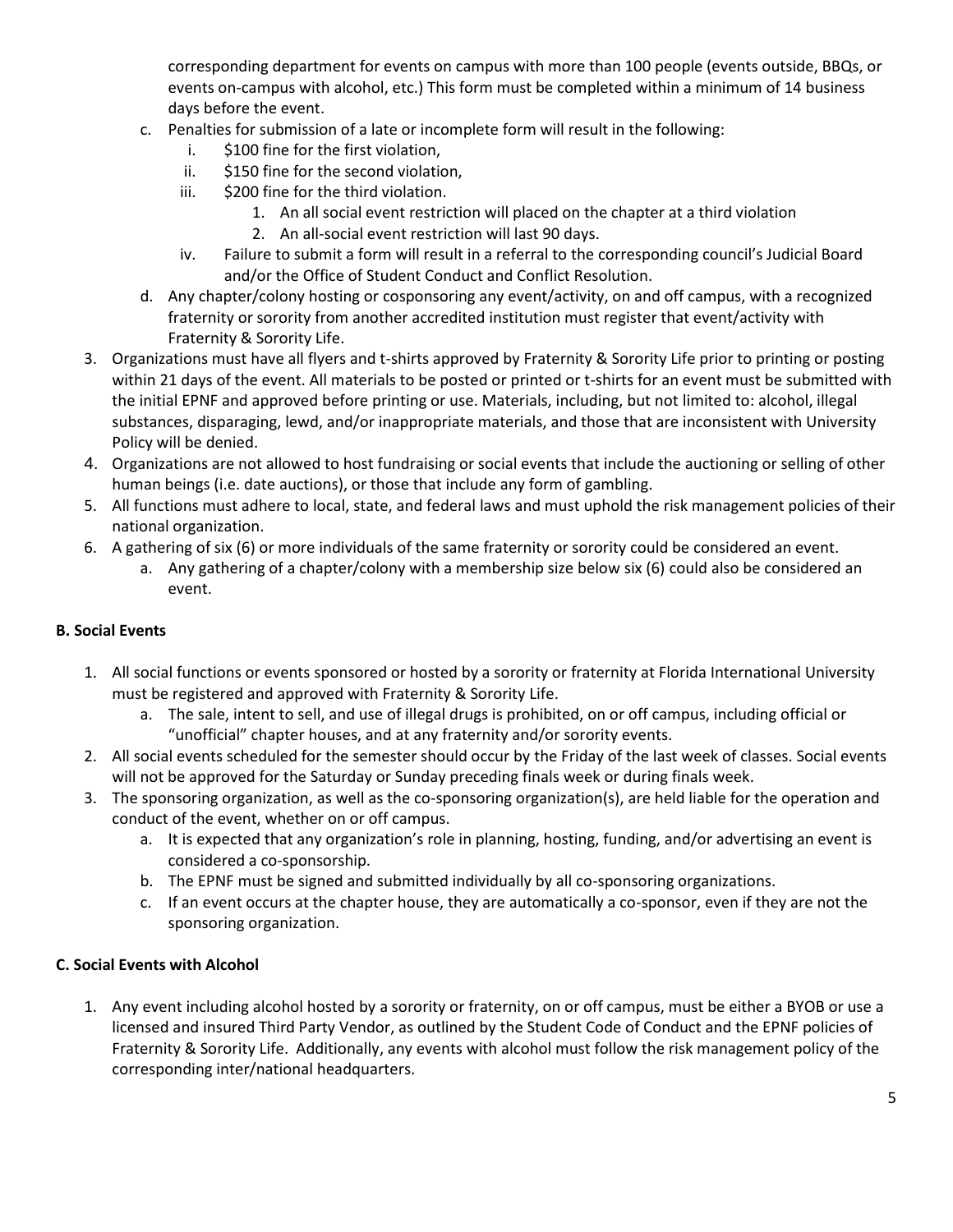corresponding department for events on campus with more than 100 people (events outside, BBQs, or events on-campus with alcohol, etc.) This form must be completed within a minimum of 14 business days before the event.

   c. Penalties for submission of a late or incomplete form will result in the following:
      i. $100 fine for the first violation,
      ii. $150 fine for the second violation,
      iii. $200 fine for the third violation.
         1. An all social event restriction will placed on the chapter at a third violation
         2. An all-social event restriction will last 90 days.
      iv. Failure to submit a form will result in a referral to the corresponding council's Judicial Board and/or the Office of Student Conduct and Conflict Resolution.
   d. Any chapter/colony hosting or cosponsoring any event/activity, on and off campus, with a recognized fraternity or sorority from another accredited institution must register that event/activity with Fraternity & Sorority Life.

3. Organizations must have all flyers and t-shirts approved by Fraternity & Sorority Life prior to printing or posting within 21 days of the event. All materials to be posted or printed or t-shirts for an event must be submitted with the initial EPNF and approved before printing or use. Materials, including, but not limited to: alcohol, illegal substances, disparaging, lewd, and/or inappropriate materials, and those that are inconsistent with University Policy will be denied.
4. Organizations are not allowed to host fundraising or social events that include the auctioning or selling of other human beings (i.e. date auctions), or those that include any form of gambling.
5. All functions must adhere to local, state, and federal laws and must uphold the risk management policies of their national organization.
6. A gathering of six (6) or more individuals of the same fraternity or sorority could be considered an event.
   a. Any gathering of a chapter/colony with a membership size below six (6) could also be considered an event.

**B. Social Events**

1. All social functions or events sponsored or hosted by a sorority or fraternity at Florida International University must be registered and approved with Fraternity & Sorority Life.
   a. The sale, intent to sell, and use of illegal drugs is prohibited, on or off campus, including official or "unofficial" chapter houses, and at any fraternity and/or sorority events.
2. All social events scheduled for the semester should occur by the Friday of the last week of classes. Social events will not be approved for the Saturday or Sunday preceding finals week or during finals week.
3. The sponsoring organization, as well as the co-sponsoring organization(s), are held liable for the operation and conduct of the event, whether on or off campus.
   a. It is expected that any organization's role in planning, hosting, funding, and/or advertising an event is considered a co-sponsorship.
   b. The EPNF must be signed and submitted individually by all co-sponsoring organizations.
   c. If an event occurs at the chapter house, they are automatically a co-sponsor, even if they are not the sponsoring organization.

**C. Social Events with Alcohol**

1. Any event including alcohol hosted by a sorority or fraternity, on or off campus, must be either a BYOB or use a licensed and insured Third Party Vendor, as outlined by the Student Code of Conduct and the EPNF policies of Fraternity & Sorority Life. Additionally, any events with alcohol must follow the risk management policy of the corresponding inter/national headquarters.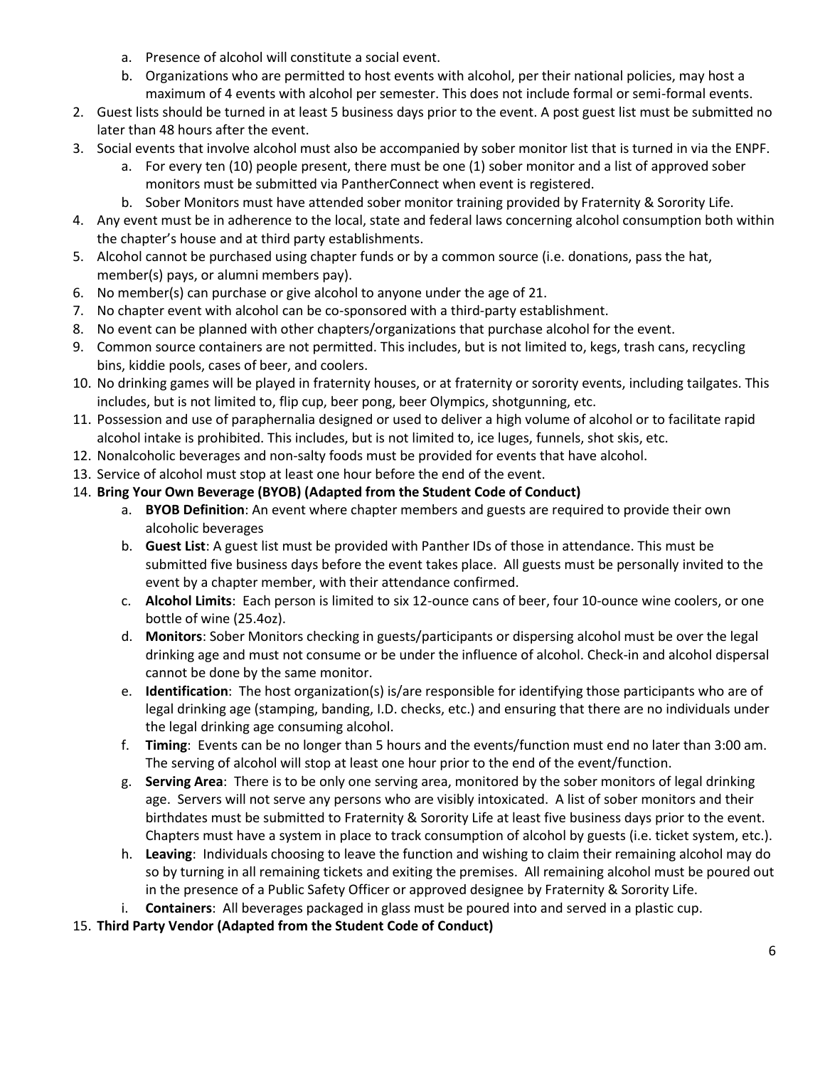a. Presence of alcohol will constitute a social event.
   b. Organizations who are permitted to host events with alcohol, per their national policies, may host a maximum of 4 events with alcohol per semester. This does not include formal or semi-formal events.
2. Guest lists should be turned in at least 5 business days prior to the event. A post guest list must be submitted no later than 48 hours after the event.
3. Social events that involve alcohol must also be accompanied by sober monitor list that is turned in via the ENPF.
   a. For every ten (10) people present, there must be one (1) sober monitor and a list of approved sober monitors must be submitted via PantherConnect when event is registered.
   b. Sober Monitors must have attended sober monitor training provided by Fraternity & Sorority Life.
4. Any event must be in adherence to the local, state and federal laws concerning alcohol consumption both within the chapter's house and at third party establishments.
5. Alcohol cannot be purchased using chapter funds or by a common source (i.e. donations, pass the hat, member(s) pays, or alumni members pay).
6. No member(s) can purchase or give alcohol to anyone under the age of 21.
7. No chapter event with alcohol can be co-sponsored with a third-party establishment.
8. No event can be planned with other chapters/organizations that purchase alcohol for the event.
9. Common source containers are not permitted. This includes, but is not limited to, kegs, trash cans, recycling bins, kiddie pools, cases of beer, and coolers.
10. No drinking games will be played in fraternity houses, or at fraternity or sorority events, including tailgates. This includes, but is not limited to, flip cup, beer pong, beer Olympics, shotgunning, etc.
11. Possession and use of paraphernalia designed or used to deliver a high volume of alcohol or to facilitate rapid alcohol intake is prohibited. This includes, but is not limited to, ice luges, funnels, shot skis, etc.
12. Nonalcoholic beverages and non-salty foods must be provided for events that have alcohol.
13. Service of alcohol must stop at least one hour before the end of the event.
14. **Bring Your Own Beverage (BYOB) (Adapted from the Student Code of Conduct)**
    a. **BYOB Definition**: An event where chapter members and guests are required to provide their own alcoholic beverages
    b. **Guest List**: A guest list must be provided with Panther IDs of those in attendance. This must be submitted five business days before the event takes place. All guests must be personally invited to the event by a chapter member, with their attendance confirmed.
    c. **Alcohol Limits**: Each person is limited to six 12-ounce cans of beer, four 10-ounce wine coolers, or one bottle of wine (25.4oz).
    d. **Monitors**: Sober Monitors checking in guests/participants or dispersing alcohol must be over the legal drinking age and must not consume or be under the influence of alcohol. Check-in and alcohol dispersal cannot be done by the same monitor.
    e. **Identification**: The host organization(s) is/are responsible for identifying those participants who are of legal drinking age (stamping, banding, I.D. checks, etc.) and ensuring that there are no individuals under the legal drinking age consuming alcohol.
    f. **Timing**: Events can be no longer than 5 hours and the events/function must end no later than 3:00 am. The serving of alcohol will stop at least one hour prior to the end of the event/function.
    g. **Serving Area**: There is to be only one serving area, monitored by the sober monitors of legal drinking age. Servers will not serve any persons who are visibly intoxicated. A list of sober monitors and their birthdates must be submitted to Fraternity & Sorority Life at least five business days prior to the event. Chapters must have a system in place to track consumption of alcohol by guests (i.e. ticket system, etc.).
    h. **Leaving**: Individuals choosing to leave the function and wishing to claim their remaining alcohol may do so by turning in all remaining tickets and exiting the premises. All remaining alcohol must be poured out in the presence of a Public Safety Officer or approved designee by Fraternity & Sorority Life.
    i. **Containers**: All beverages packaged in glass must be poured into and served in a plastic cup.
15. **Third Party Vendor (Adapted from the Student Code of Conduct)**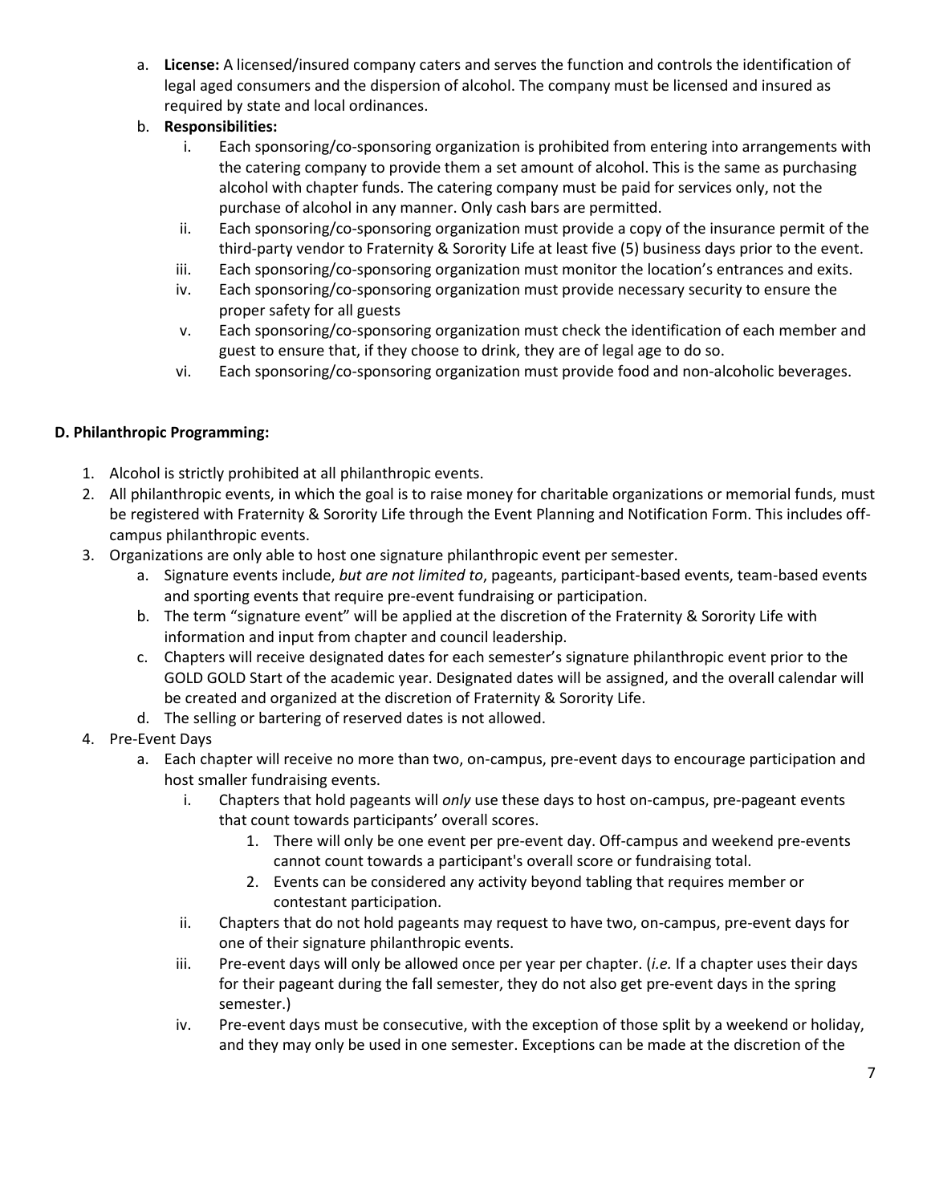a. **License:** A licensed/insured company caters and serves the function and controls the identification of legal aged consumers and the dispersion of alcohol. The company must be licensed and insured as required by state and local ordinances.

b. **Responsibilities:**

   i. Each sponsoring/co-sponsoring organization is prohibited from entering into arrangements with the catering company to provide them a set amount of alcohol. This is the same as purchasing alcohol with chapter funds. The catering company must be paid for services only, not the purchase of alcohol in any manner. Only cash bars are permitted.

   ii. Each sponsoring/co-sponsoring organization must provide a copy of the insurance permit of the third-party vendor to Fraternity & Sorority Life at least five (5) business days prior to the event.

   iii. Each sponsoring/co-sponsoring organization must monitor the location's entrances and exits.

   iv. Each sponsoring/co-sponsoring organization must provide necessary security to ensure the proper safety for all guests

   v. Each sponsoring/co-sponsoring organization must check the identification of each member and guest to ensure that, if they choose to drink, they are of legal age to do so.

   vi. Each sponsoring/co-sponsoring organization must provide food and non-alcoholic beverages.

**D. Philanthropic Programming:**

1. Alcohol is strictly prohibited at all philanthropic events.
2. All philanthropic events, in which the goal is to raise money for charitable organizations or memorial funds, must be registered with Fraternity & Sorority Life through the Event Planning and Notification Form. This includes off-campus philanthropic events.
3. Organizations are only able to host one signature philanthropic event per semester.
   a. Signature events include, *but are not limited to*, pageants, participant-based events, team-based events and sporting events that require pre-event fundraising or participation.
   b. The term "signature event" will be applied at the discretion of the Fraternity & Sorority Life with information and input from chapter and council leadership.
   c. Chapters will receive designated dates for each semester's signature philanthropic event prior to the GOLD GOLD Start of the academic year. Designated dates will be assigned, and the overall calendar will be created and organized at the discretion of Fraternity & Sorority Life.
   d. The selling or bartering of reserved dates is not allowed.
4. Pre-Event Days
   a. Each chapter will receive no more than two, on-campus, pre-event days to encourage participation and host smaller fundraising events.

      i. Chapters that hold pageants will *only* use these days to host on-campus, pre-pageant events that count towards participants' overall scores.

         1. There will only be one event per pre-event day. Off-campus and weekend pre-events cannot count towards a participant's overall score or fundraising total.
         2. Events can be considered any activity beyond tabling that requires member or contestant participation.

      ii. Chapters that do not hold pageants may request to have two, on-campus, pre-event days for one of their signature philanthropic events.

      iii. Pre-event days will only be allowed once per year per chapter. (*i.e.* If a chapter uses their days for their pageant during the fall semester, they do not also get pre-event days in the spring semester.)

      iv. Pre-event days must be consecutive, with the exception of those split by a weekend or holiday, and they may only be used in one semester. Exceptions can be made at the discretion of the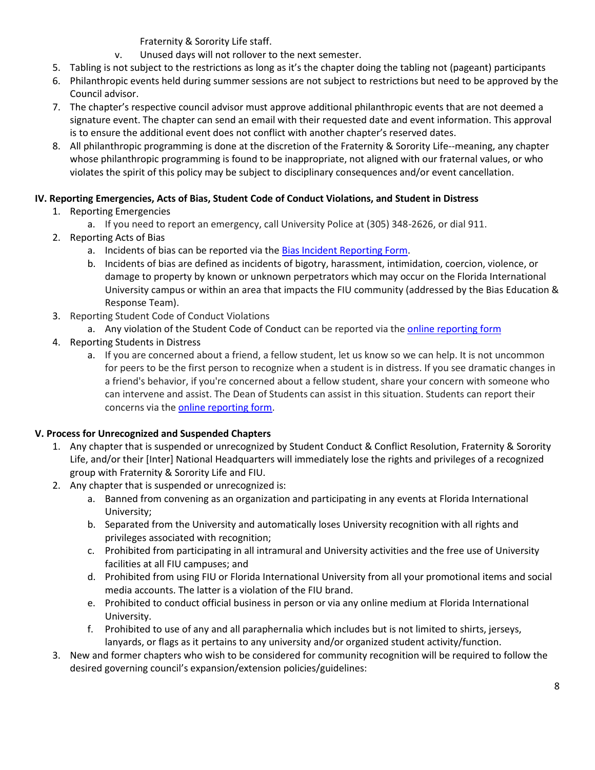Fraternity & Sorority Life staff.

   v. Unused days will not rollover to the next semester.

5. Tabling is not subject to the restrictions as long as it's the chapter doing the tabling not (pageant) participants
6. Philanthropic events held during summer sessions are not subject to restrictions but need to be approved by the Council advisor.
7. The chapter's respective council advisor must approve additional philanthropic events that are not deemed a signature event. The chapter can send an email with their requested date and event information. This approval is to ensure the additional event does not conflict with another chapter's reserved dates.
8. All philanthropic programming is done at the discretion of the Fraternity & Sorority Life--meaning, any chapter whose philanthropic programming is found to be inappropriate, not aligned with our fraternal values, or who violates the spirit of this policy may be subject to disciplinary consequences and/or event cancellation.

**IV. Reporting Emergencies, Acts of Bias, Student Code of Conduct Violations, and Student in Distress**

1. Reporting Emergencies
   a. If you need to report an emergency, call University Police at (305) 348-2626, or dial 911.
2. Reporting Acts of Bias
   a. Incidents of bias can be reported via the Bias Incident Reporting Form.
   b. Incidents of bias are defined as incidents of bigotry, harassment, intimidation, coercion, violence, or damage to property by known or unknown perpetrators which may occur on the Florida International University campus or within an area that impacts the FIU community (addressed by the Bias Education & Response Team).
3. Reporting Student Code of Conduct Violations
   a. Any violation of the Student Code of Conduct can be reported via the online reporting form
4. Reporting Students in Distress
   a. If you are concerned about a friend, a fellow student, let us know so we can help. It is not uncommon for peers to be the first person to recognize when a student is in distress. If you see dramatic changes in a friend's behavior, if you're concerned about a fellow student, share your concern with someone who can intervene and assist. The Dean of Students can assist in this situation. Students can report their concerns via the online reporting form.

**V. Process for Unrecognized and Suspended Chapters**

1. Any chapter that is suspended or unrecognized by Student Conduct & Conflict Resolution, Fraternity & Sorority Life, and/or their [Inter] National Headquarters will immediately lose the rights and privileges of a recognized group with Fraternity & Sorority Life and FIU.
2. Any chapter that is suspended or unrecognized is:
   a. Banned from convening as an organization and participating in any events at Florida International University;
   b. Separated from the University and automatically loses University recognition with all rights and privileges associated with recognition;
   c. Prohibited from participating in all intramural and University activities and the free use of University facilities at all FIU campuses; and
   d. Prohibited from using FIU or Florida International University from all your promotional items and social media accounts. The latter is a violation of the FIU brand.
   e. Prohibited to conduct official business in person or via any online medium at Florida International University.
   f. Prohibited to use of any and all paraphernalia which includes but is not limited to shirts, jerseys, lanyards, or flags as it pertains to any university and/or organized student activity/function.
3. New and former chapters who wish to be considered for community recognition will be required to follow the desired governing council's expansion/extension policies/guidelines: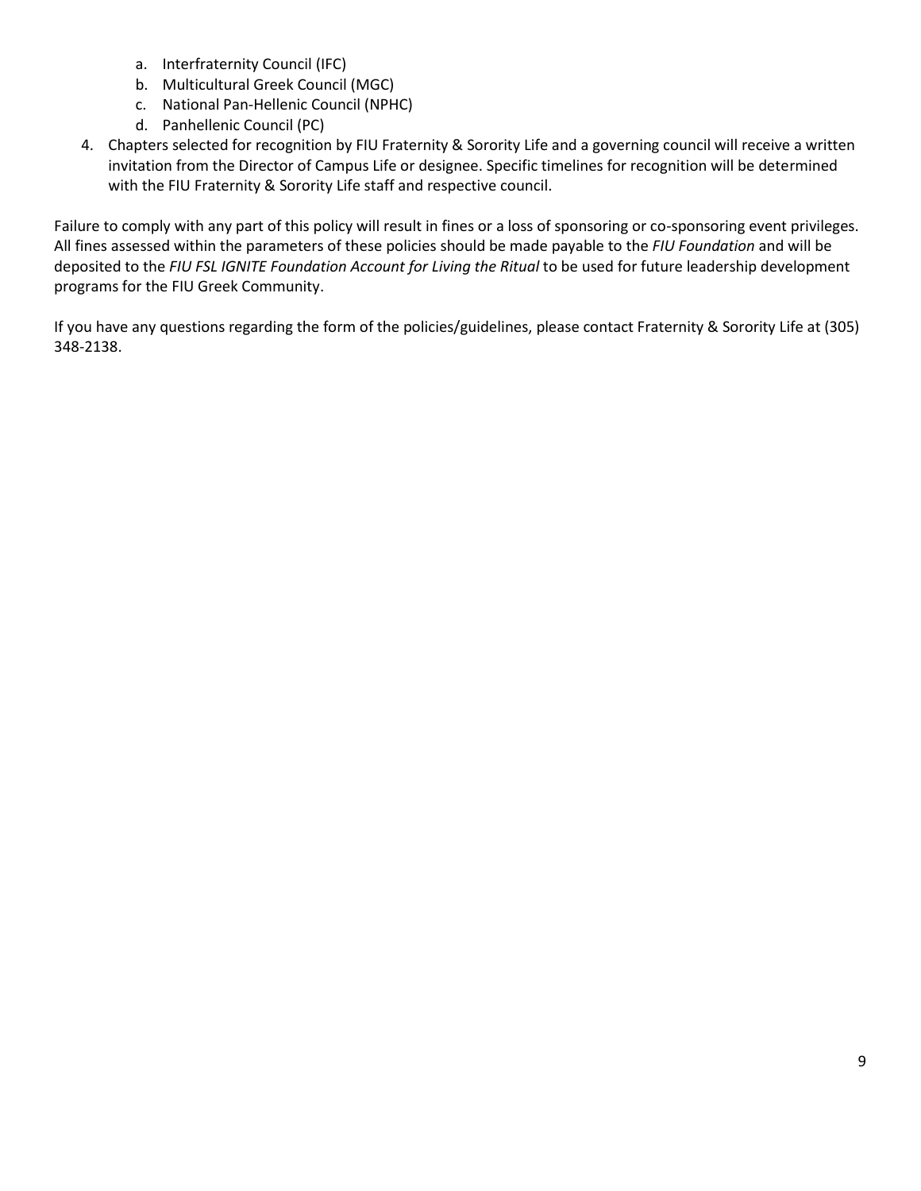a. Interfraternity Council (IFC)
   b. Multicultural Greek Council (MGC)
   c. National Pan-Hellenic Council (NPHC)
   d. Panhellenic Council (PC)

4. Chapters selected for recognition by FIU Fraternity & Sorority Life and a governing council will receive a written invitation from the Director of Campus Life or designee. Specific timelines for recognition will be determined with the FIU Fraternity & Sorority Life staff and respective council.

Failure to comply with any part of this policy will result in fines or a loss of sponsoring or co-sponsoring event privileges. All fines assessed within the parameters of these policies should be made payable to the *FIU Foundation* and will be deposited to the *FIU FSL IGNITE Foundation Account for Living the Ritual* to be used for future leadership development programs for the FIU Greek Community.

If you have any questions regarding the form of the policies/guidelines, please contact Fraternity & Sorority Life at (305) 348-2138.